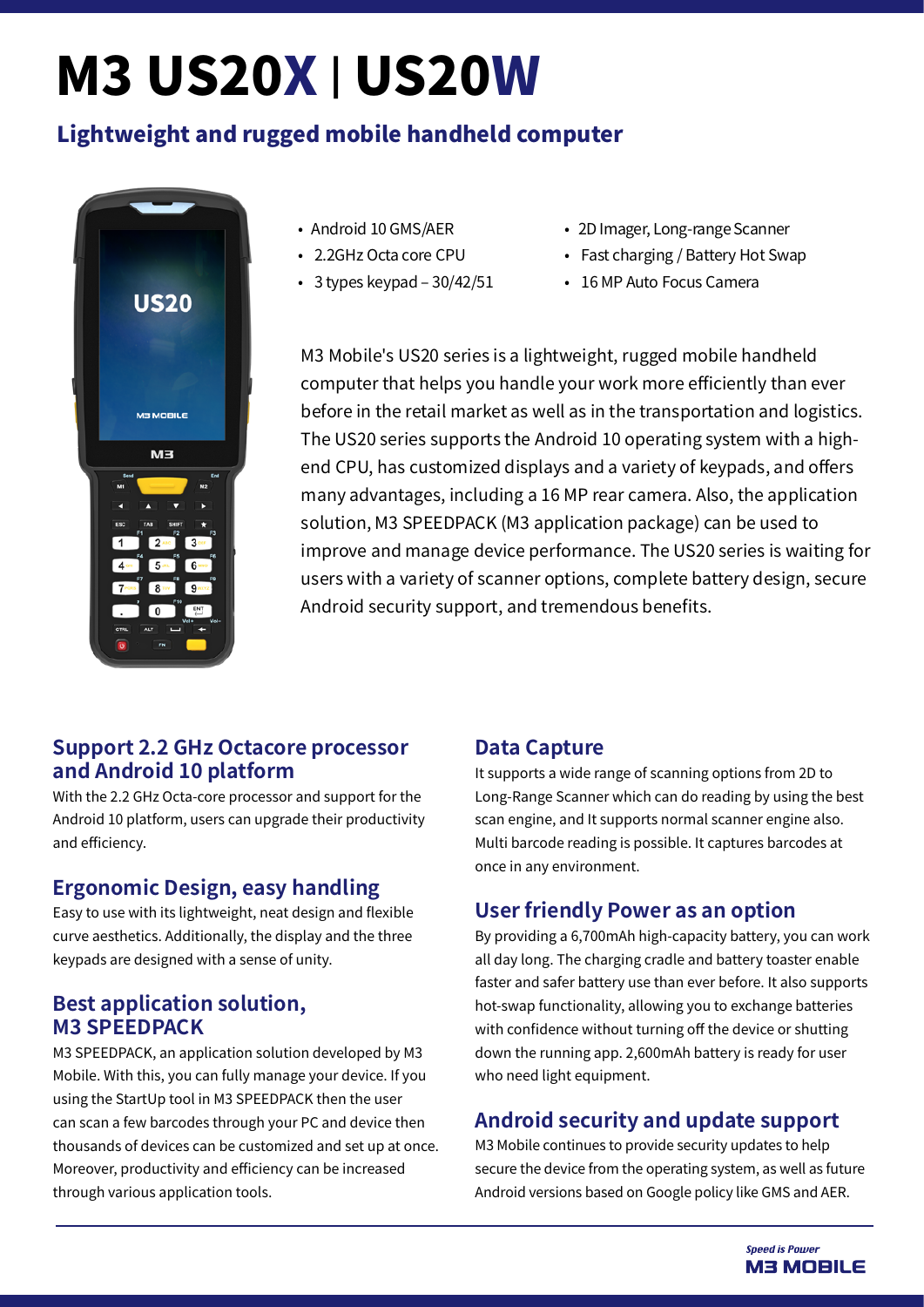# M3 US20X | US20W

## Lightweight and rugged mobile handheld computer

- Android 10 GMS/AER
- 2.2GHz Octa core CPU
- 3 types keypad – 30/42/51
- 2D Imager, Long-range Scanner
- Fast charging / Battery Hot Swap
- 16 MP Auto Focus Camera

M3 Mobile's US20 series is a lightweight, rugged mobile handheld computer that helps you handle your work more efficiently than ever before in the retail market as well as in the transportation and logistics. The US20 series supports the Android 10 operating system with a high-end CPU, has customized displays and a variety of keypads, and offers many advantages, including a 16 MP rear camera. Also, the application solution, M3 SPEEDPACK (M3 application package) can be used to improve and manage device performance. The US20 series is waiting for users with a variety of scanner options, complete battery design, secure Android security support, and tremendous benefits.

### Support 2.2 GHz Octacore processor and Android 10 platform

With the 2.2 GHz Octa-core processor and support for the Android 10 platform, users can upgrade their productivity and efficiency.

### Ergonomic Design, easy handling

Easy to use with its lightweight, neat design and flexible curve aesthetics. Additionally, the display and the three keypads are designed with a sense of unity.

### Best application solution, M3 SPEEDPACK

M3 SPEEDPACK, an application solution developed by M3 Mobile. With this, you can fully manage your device. If you using the StartUp tool in M3 SPEEDPACK then the user can scan a few barcodes through your PC and device then thousands of devices can be customized and set up at once. Moreover, productivity and efficiency can be increased through various application tools.

### Data Capture

It supports a wide range of scanning options from 2D to Long-Range Scanner which can do reading by using the best scan engine, and It supports normal scanner engine also. Multi barcode reading is possible. It captures barcodes at once in any environment.

### User friendly Power as an option

By providing a 6,700mAh high-capacity battery, you can work all day long. The charging cradle and battery toaster enable faster and safer battery use than ever before. It also supports hot-swap functionality, allowing you to exchange batteries with confidence without turning off the device or shutting down the running app. 2,600mAh battery is ready for user who need light equipment.

### Android security and update support

M3 Mobile continues to provide security updates to help secure the device from the operating system, as well as future Android versions based on Google policy like GMS and AER.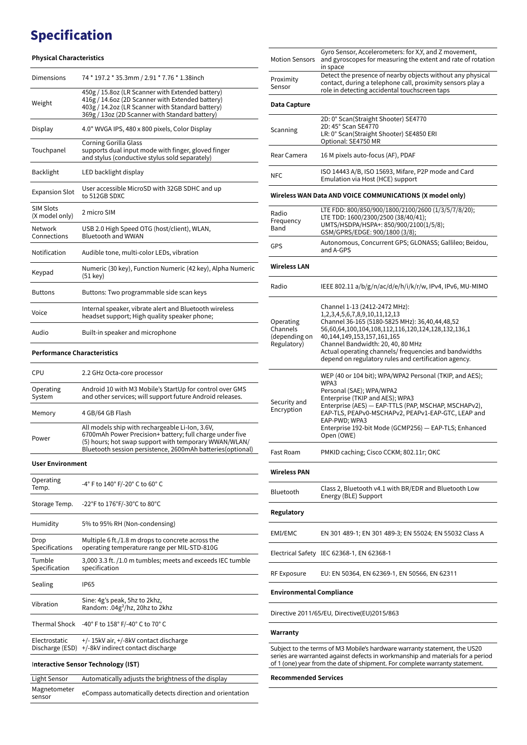# Specification

### Physical Characteristics

| | |
|---|---|
| Dimensions | 74 * 197.2 * 35.3mm / 2.91 * 7.76 * 1.38inch |
| Weight | 450g / 15.8oz (LR Scanner with Extended battery)<br>416g / 14.6oz (2D Scanner with Extended battery)<br>403g / 14.2oz (LR Scanner with Standard battery)<br>369g / 13oz (2D Scanner with Standard battery) |
| Display | 4.0" WVGA IPS, 480 x 800 pixels, Color Display |
| Touchpanel | Corning Gorilla Glass<br>supports dual input mode with finger, gloved finger and stylus (conductive stylus sold separately) |
| Backlight | LED backlight display |
| Expansion Slot | User accessible MicroSD with 32GB SDHC and up to 512GB SDXC |
| SIM Slots (X model only) | 2 micro SIM |
| Network Connections | USB 2.0 High Speed OTG (host/client), WLAN, Bluetooth and WWAN |
| Notification | Audible tone, multi-color LEDs, vibration |
| Keypad | Numeric (30 key), Function Numeric (42 key), Alpha Numeric (51 key) |
| Buttons | Buttons: Two programmable side scan keys |
| Voice | Internal speaker, vibrate alert and Bluetooth wireless headset support; High quality speaker phone; |
| Audio | Built-in speaker and microphone |

### Performance Characteristics

| | |
|---|---|
| CPU | 2.2 GHz Octa-core processor |
| Operating System | Android 10 with M3 Mobile's StartUp for control over GMS and other services; will support future Android releases. |
| Memory | 4 GB/64 GB Flash |
| Power | All models ship with rechargeable Li-Ion, 3.6V, 6700mAh Power Precision+ battery; full charge under five (5) hours; hot swap support with temporary WWAN/WLAN/ Bluetooth session persistence, 2600mAh batteries(optional) |

### User Environment

| | |
|---|---|
| Operating Temp. | -4° F to 140° F/-20° C to 60° C |
| Storage Temp. | -22°F to 176°F/-30°C to 80°C |
| Humidity | 5% to 95% RH (Non-condensing) |
| Drop Specifications | Multiple 6 ft./1.8 m drops to concrete across the operating temperature range per MIL-STD-810G |
| Tumble Specification | 3,000 3.3 ft. /1.0 m tumbles; meets and exceeds IEC tumble specification |
| Sealing | IP65 |
| Vibration | Sine: 4g's peak, 5hz to 2khz,<br>Random: .04g²/hz, 20hz to 2khz |
| Thermal Shock | -40° F to 158° F/-40° C to 70° C |
| Electrostatic Discharge (ESD) | +/- 15kV air, +/-8kV contact discharge<br>+/-8kV indirect contact discharge |

### Interactive Sensor Technology (IST)

| | |
|---|---|
| Light Sensor | Automatically adjusts the brightness of the display |
| Magnetometer sensor | eCompass automatically detects direction and orientation |
| Motion Sensors | Gyro Sensor, Accelerometers: for X,Y, and Z movement, and gyroscopes for measuring the extent and rate of rotation in space |
| Proximity Sensor | Detect the presence of nearby objects without any physical contact, during a telephone call, proximity sensors play a role in detecting accidental touchscreen taps |

### Data Capture

| | |
|---|---|
| Scanning | 2D: 0° Scan(Straight Shooter) SE4770<br>2D: 45° Scan SE4770<br>LR: 0° Scan(Straight Shooter) SE4850 ERI<br>Optional: SE4750 MR |
| Rear Camera | 16 M pixels auto-focus (AF), PDAF |
| NFC | ISO 14443 A/B, ISO 15693, Mifare, P2P mode and Card Emulation via Host (HCE) support |

### Wireless WAN Data AND VOICE COMMUNICATIONS (X model only)

| | |
|---|---|
| Radio Frequency Band | LTE FDD: 800/850/900/1800/2100/2600 (1/3/5/7/8/20);<br>LTE TDD: 1600/2300/2500 (38/40/41);<br>UMTS/HSDPA/HSPA+: 850/900/2100(1/5/8);<br>GSM/GPRS/EDGE: 900/1800 (3/8); |
| GPS | Autonomous, Concurrent GPS; GLONASS; Gallileo; Beidou, and A-GPS |

### Wireless LAN

| | |
|---|---|
| Radio | IEEE 802.11 a/b/g/n/ac/d/e/h/i/k/r/w, IPv4, IPv6, MU-MIMO |
| Operating Channels (depending on Regulatory) | Channel 1-13 (2412-2472 MHz):<br>1,2,3,4,5,6,7,8,9,10,11,12,13<br>Channel 36-165 (5180-5825 MHz): 36,40,44,48,52<br>56,60,64,100,104,108,112,116,120,124,128,132,136,1<br>40,144,149,153,157,161,165<br>Channel Bandwidth: 20, 40, 80 MHz<br>Actual operating channels/ frequencies and bandwidths depend on regulatory rules and certification agency. |
| Security and Encryption | WEP (40 or 104 bit); WPA/WPA2 Personal (TKIP, and AES); WPA3<br>Personal (SAE); WPA/WPA2<br>Enterprise (TKIP and AES); WPA3<br>Enterprise (AES) — EAP-TTLS (PAP, MSCHAP, MSCHAPv2), EAP-TLS, PEAPv0-MSCHAPv2, PEAPv1-EAP-GTC, LEAP and EAP-PWD; WPA3<br>Enterprise 192-bit Mode (GCMP256) — EAP-TLS; Enhanced Open (OWE) |
| Fast Roam | PMKID caching; Cisco CCKM; 802.11r; OKC |

### Wireless PAN

| | |
|---|---|
| Bluetooth | Class 2, Bluetooth v4.1 with BR/EDR and Bluetooth Low Energy (BLE) Support |

### Regulatory

| | |
|---|---|
| EMI/EMC | EN 301 489-1; EN 301 489-3; EN 55024; EN 55032 Class A |
| Electrical Safety | IEC 62368-1, EN 62368-1 |
| RF Exposure | EU: EN 50364, EN 62369-1, EN 50566, EN 62311 |

### Environmental Compliance

Directive 2011/65/EU, Directive(EU)2015/863

### Warranty

Subject to the terms of M3 Mobile's hardware warranty statement, the US20 series are warranted against defects in workmanship and materials for a period of 1 (one) year from the date of shipment. For complete warranty statement.

### Recommended Services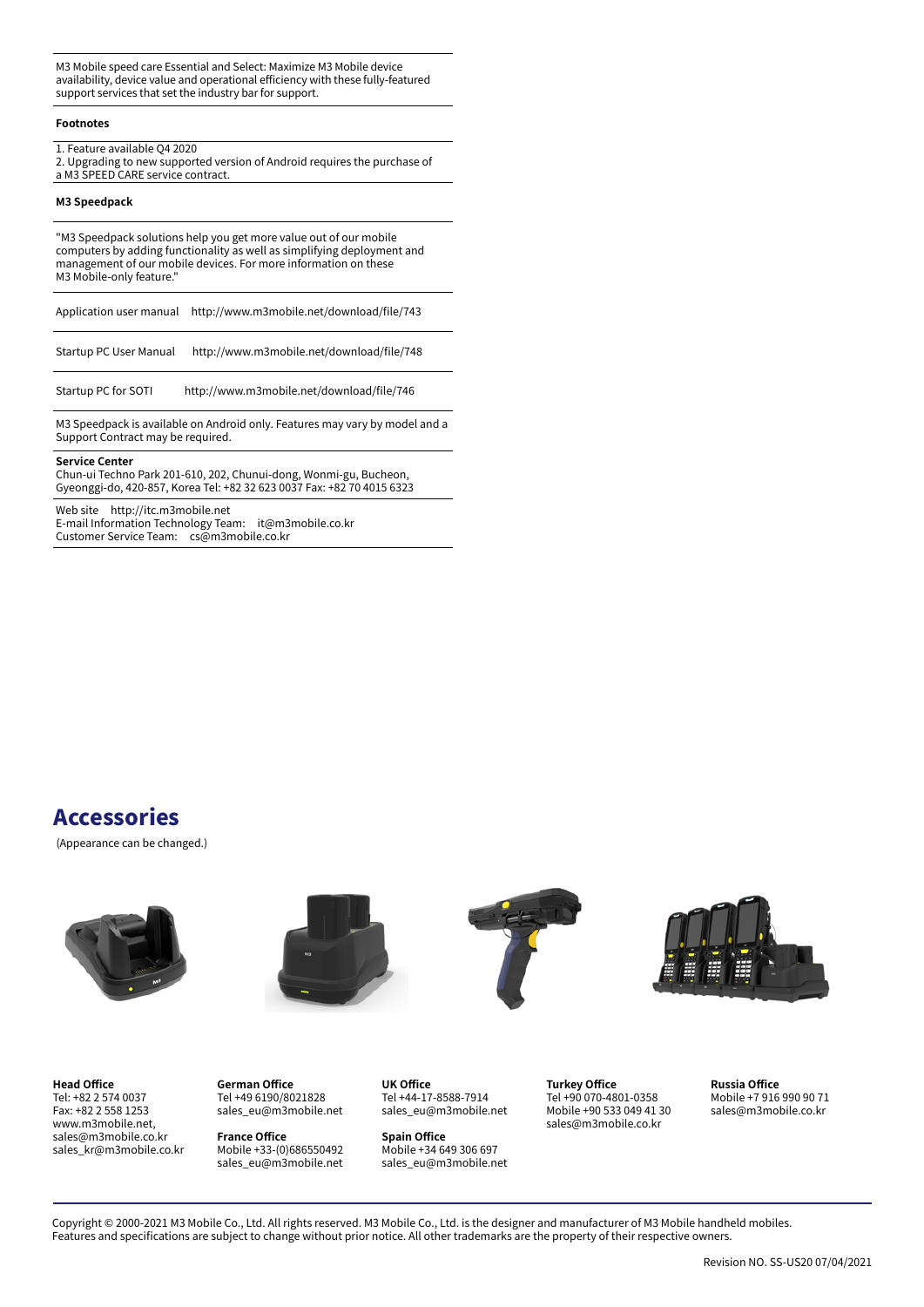M3 Mobile speed care Essential and Select: Maximize M3 Mobile device availability, device value and operational efficiency with these fully-featured support services that set the industry bar for support.

**Footnotes**

1. Feature available Q4 2020
2. Upgrading to new supported version of Android requires the purchase of a M3 SPEED CARE service contract.

**M3 Speedpack**

"M3 Speedpack solutions help you get more value out of our mobile computers by adding functionality as well as simplifying deployment and management of our mobile devices. For more information on these M3 Mobile-only feature."

| | |
|---|---|
| Application user manual | http://www.m3mobile.net/download/file/743 |
| Startup PC User Manual | http://www.m3mobile.net/download/file/748 |
| Startup PC for SOTI | http://www.m3mobile.net/download/file/746 |

M3 Speedpack is available on Android only. Features may vary by model and a Support Contract may be required.

**Service Center**
Chun-ui Techno Park 201-610, 202, Chunui-dong, Wonmi-gu, Bucheon, Gyeonggi-do, 420-857, Korea Tel: +82 32 623 0037 Fax: +82 70 4015 6323

Web site http://itc.m3mobile.net
E-mail Information Technology Team: it@m3mobile.co.kr
Customer Service Team: cs@m3mobile.co.kr

## Accessories

(Appearance can be changed.)

**Head Office**
Tel: +82 2 574 0037
Fax: +82 2 558 1253
www.m3mobile.net,
sales@m3mobile.co.kr
sales_kr@m3mobile.co.kr

**German Office**
Tel +49 6190/8021828
sales_eu@m3mobile.net

**France Office**
Mobile +33-(0)686550492
sales_eu@m3mobile.net

**UK Office**
Tel +44-17-8588-7914
sales_eu@m3mobile.net

**Spain Office**
Mobile +34 649 306 697
sales_eu@m3mobile.net

**Turkey Office**
Tel +90 070-4801-0358
Mobile +90 533 049 41 30
sales@m3mobile.co.kr

**Russia Office**
Mobile +7 916 990 90 71
sales@m3mobile.co.kr

Copyright © 2000-2021 M3 Mobile Co., Ltd. All rights reserved. M3 Mobile Co., Ltd. is the designer and manufacturer of M3 Mobile handheld mobiles. Features and specifications are subject to change without prior notice. All other trademarks are the property of their respective owners.

Revision NO. SS-US20 07/04/2021